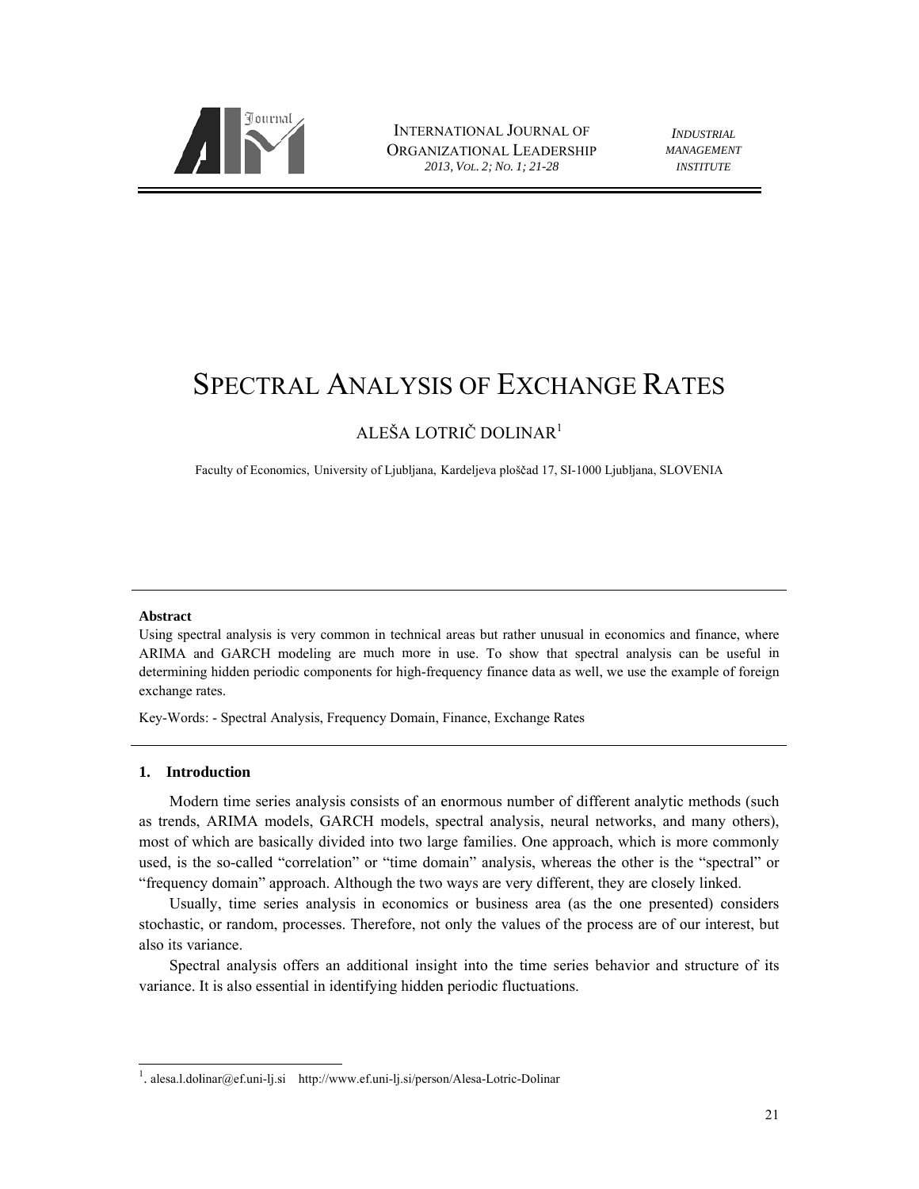# SPECTRAL ANALYSIS OF EXCHANGE RATES

ALEŠA LOTRIČ DOLINAR[1]

Faculty of Economics, University of Ljubljana, Kardeljeva ploščad 17, SI-1000 Ljubljana, SLOVENIA

**Abstract**

Using spectral analysis is very common in technical areas but rather unusual in economics and finance, where ARIMA and GARCH modeling are much more in use. To show that spectral analysis can be useful in determining hidden periodic components for high-frequency finance data as well, we use the example of foreign exchange rates.

Key-Words: - Spectral Analysis, Frequency Domain, Finance, Exchange Rates

## 1. Introduction

Modern time series analysis consists of an enormous number of different analytic methods (such as trends, ARIMA models, GARCH models, spectral analysis, neural networks, and many others), most of which are basically divided into two large families. One approach, which is more commonly used, is the so-called "correlation" or "time domain" analysis, whereas the other is the "spectral" or "frequency domain" approach. Although the two ways are very different, they are closely linked.

Usually, time series analysis in economics or business area (as the one presented) considers stochastic, or random, processes. Therefore, not only the values of the process are of our interest, but also its variance.

Spectral analysis offers an additional insight into the time series behavior and structure of its variance. It is also essential in identifying hidden periodic fluctuations.

---

[1]. alesa.l.dolinar@ef.uni-lj.si http://www.ef.uni-lj.si/person/Alesa-Lotric-Dolinar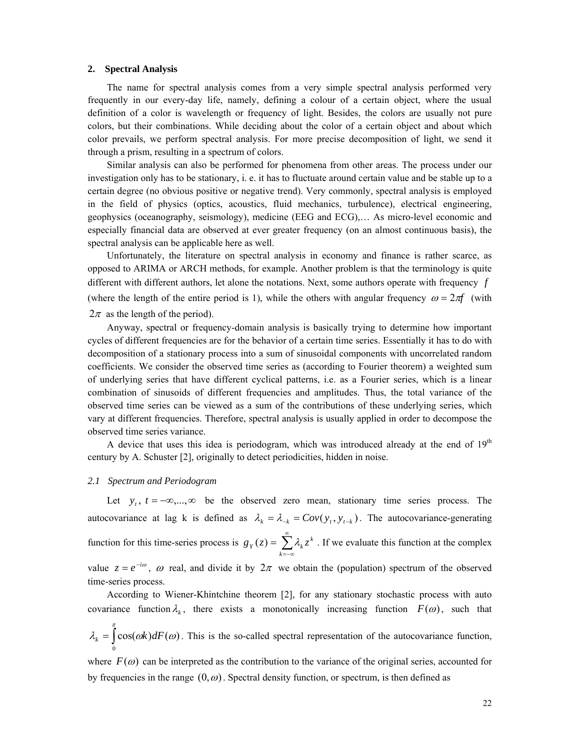## 2. Spectral Analysis

The name for spectral analysis comes from a very simple spectral analysis performed very frequently in our every-day life, namely, defining a colour of a certain object, where the usual definition of a color is wavelength or frequency of light. Besides, the colors are usually not pure colors, but their combinations. While deciding about the color of a certain object and about which color prevails, we perform spectral analysis. For more precise decomposition of light, we send it through a prism, resulting in a spectrum of colors.

Similar analysis can also be performed for phenomena from other areas. The process under our investigation only has to be stationary, i. e. it has to fluctuate around certain value and be stable up to a certain degree (no obvious positive or negative trend). Very commonly, spectral analysis is employed in the field of physics (optics, acoustics, fluid mechanics, turbulence), electrical engineering, geophysics (oceanography, seismology), medicine (EEG and ECG),… As micro-level economic and especially financial data are observed at ever greater frequency (on an almost continuous basis), the spectral analysis can be applicable here as well.

Unfortunately, the literature on spectral analysis in economy and finance is rather scarce, as opposed to ARIMA or ARCH methods, for example. Another problem is that the terminology is quite different with different authors, let alone the notations. Next, some authors operate with frequency $f$ (where the length of the entire period is 1), while the others with angular frequency $\omega = 2\pi f$ (with $2\pi$ as the length of the period).

Anyway, spectral or frequency-domain analysis is basically trying to determine how important cycles of different frequencies are for the behavior of a certain time series. Essentially it has to do with decomposition of a stationary process into a sum of sinusoidal components with uncorrelated random coefficients. We consider the observed time series as (according to Fourier theorem) a weighted sum of underlying series that have different cyclical patterns, i.e. as a Fourier series, which is a linear combination of sinusoids of different frequencies and amplitudes. Thus, the total variance of the observed time series can be viewed as a sum of the contributions of these underlying series, which vary at different frequencies. Therefore, spectral analysis is usually applied in order to decompose the observed time series variance.

A device that uses this idea is periodogram, which was introduced already at the end of 19th century by A. Schuster [2], originally to detect periodicities, hidden in noise.

### *2.1 Spectrum and Periodogram*

Let $y_t$, $t = -\infty,...,\infty$ be the observed zero mean, stationary time series process. The autocovariance at lag k is defined as $\lambda_k = \lambda_{-k} = Cov(y_t, y_{t-k})$. The autocovariance-generating function for this time-series process is $g_Y(z) = \sum_{k=-\infty}^{\infty} \lambda_k z^k$. If we evaluate this function at the complex value $z = e^{-i\omega}$, $\omega$ real, and divide it by $2\pi$ we obtain the (population) spectrum of the observed time-series process.

According to Wiener-Khintchine theorem [2], for any stationary stochastic process with auto covariance function $\lambda_k$, there exists a monotonically increasing function $F(\omega)$, such that $\lambda_k = \int_0^{\pi} \cos(\omega k) dF(\omega)$. This is the so-called spectral representation of the autocovariance function, where $F(\omega)$ can be interpreted as the contribution to the variance of the original series, accounted for by frequencies in the range $(0, \omega)$. Spectral density function, or spectrum, is then defined as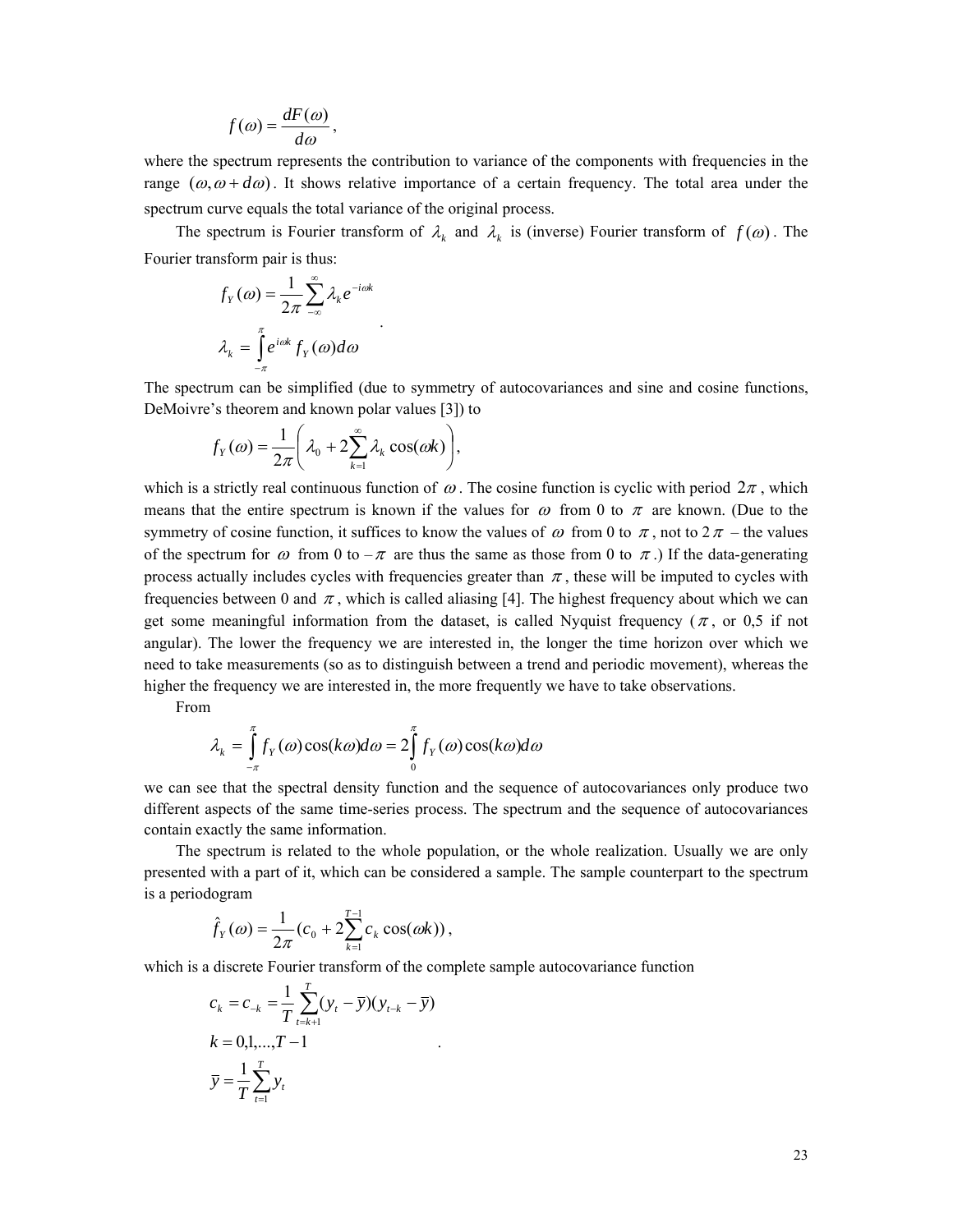$$f(\omega) = \frac{dF(\omega)}{d\omega},$$

where the spectrum represents the contribution to variance of the components with frequencies in the range $(\omega, \omega + d\omega)$. It shows relative importance of a certain frequency. The total area under the spectrum curve equals the total variance of the original process.

The spectrum is Fourier transform of $\lambda_k$ and $\lambda_k$ is (inverse) Fourier transform of $f(\omega)$. The Fourier transform pair is thus:

$$f_Y(\omega) = \frac{1}{2\pi} \sum_{-\infty}^{\infty} \lambda_k e^{-i\omega k}$$

$$\lambda_k = \int_{-\pi}^{\pi} e^{i\omega k} f_Y(\omega) d\omega .$$

The spectrum can be simplified (due to symmetry of autocovariances and sine and cosine functions, DeMoivre's theorem and known polar values [3]) to

$$f_Y(\omega) = \frac{1}{2\pi} \left( \lambda_0 + 2\sum_{k=1}^{\infty} \lambda_k \cos(\omega k) \right),$$

which is a strictly real continuous function of $\omega$. The cosine function is cyclic with period $2\pi$, which means that the entire spectrum is known if the values for $\omega$ from 0 to $\pi$ are known. (Due to the symmetry of cosine function, it suffices to know the values of $\omega$ from 0 to $\pi$, not to $2\pi$ – the values of the spectrum for $\omega$ from 0 to $-\pi$ are thus the same as those from 0 to $\pi$.) If the data-generating process actually includes cycles with frequencies greater than $\pi$, these will be imputed to cycles with frequencies between 0 and $\pi$, which is called aliasing [4]. The highest frequency about which we can get some meaningful information from the dataset, is called Nyquist frequency ($\pi$, or 0,5 if not angular). The lower the frequency we are interested in, the longer the time horizon over which we need to take measurements (so as to distinguish between a trend and periodic movement), whereas the higher the frequency we are interested in, the more frequently we have to take observations.

From

$$\lambda_k = \int_{-\pi}^{\pi} f_Y(\omega) \cos(k\omega) d\omega = 2\int_{0}^{\pi} f_Y(\omega) \cos(k\omega) d\omega$$

we can see that the spectral density function and the sequence of autocovariances only produce two different aspects of the same time-series process. The spectrum and the sequence of autocovariances contain exactly the same information.

The spectrum is related to the whole population, or the whole realization. Usually we are only presented with a part of it, which can be considered a sample. The sample counterpart to the spectrum is a periodogram

$$\hat{f}_Y(\omega) = \frac{1}{2\pi} (c_0 + 2\sum_{k=1}^{T-1} c_k \cos(\omega k)),$$

which is a discrete Fourier transform of the complete sample autocovariance function

$$c_k = c_{-k} = \frac{1}{T} \sum_{t=k+1}^{T} (y_t - \bar{y})(y_{t-k} - \bar{y})$$

$$k = 0,1,...,T-1$$

$$\bar{y} = \frac{1}{T} \sum_{t=1}^{T} y_t .$$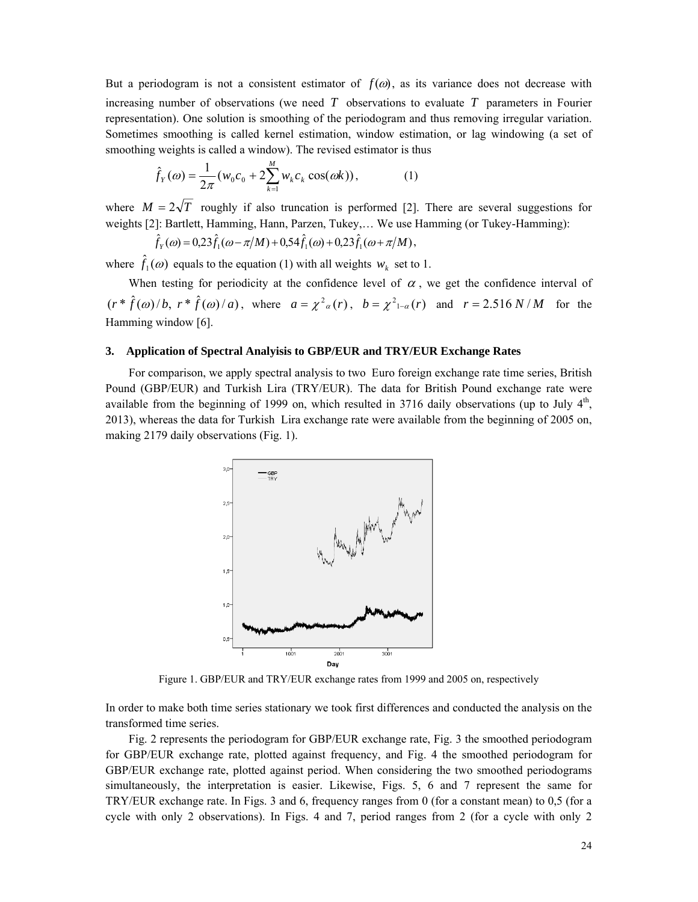But a periodogram is not a consistent estimator of $f(\omega)$, as its variance does not decrease with increasing number of observations (we need $T$ observations to evaluate $T$ parameters in Fourier representation). One solution is smoothing of the periodogram and thus removing irregular variation. Sometimes smoothing is called kernel estimation, window estimation, or lag windowing (a set of smoothing weights is called a window). The revised estimator is thus

$$\hat{f}_Y(\omega) = \frac{1}{2\pi}(w_0 c_0 + 2\sum_{k=1}^{M} w_k c_k \cos(\omega k)), \qquad (1)$$

where $M = 2\sqrt{T}$ roughly if also truncation is performed [2]. There are several suggestions for weights [2]: Bartlett, Hamming, Hann, Parzen, Tukey,… We use Hamming (or Tukey-Hamming):

$$\hat{f}_Y(\omega) = 0{,}23\hat{f}_1(\omega - \pi/M) + 0{,}54\hat{f}_1(\omega) + 0{,}23\hat{f}_1(\omega + \pi/M),$$

where $\hat{f}_1(\omega)$ equals to the equation (1) with all weights $w_k$ set to 1.

When testing for periodicity at the confidence level of $\alpha$, we get the confidence interval of $(r * \hat{f}(\omega)/b,\ r * \hat{f}(\omega)/a)$, where $a = \chi^2_{\alpha}(r)$, $b = \chi^2_{1-\alpha}(r)$ and $r = 2.516\,N/M$ for the Hamming window [6].

### 3. Application of Spectral Analyisis to GBP/EUR and TRY/EUR Exchange Rates

For comparison, we apply spectral analysis to two Euro foreign exchange rate time series, British Pound (GBP/EUR) and Turkish Lira (TRY/EUR). The data for British Pound exchange rate were available from the beginning of 1999 on, which resulted in 3716 daily observations (up to July 4th, 2013), whereas the data for Turkish Lira exchange rate were available from the beginning of 2005 on, making 2179 daily observations (Fig. 1).

Figure 1. GBP/EUR and TRY/EUR exchange rates from 1999 and 2005 on, respectively

In order to make both time series stationary we took first differences and conducted the analysis on the transformed time series.

Fig. 2 represents the periodogram for GBP/EUR exchange rate, Fig. 3 the smoothed periodogram for GBP/EUR exchange rate, plotted against frequency, and Fig. 4 the smoothed periodogram for GBP/EUR exchange rate, plotted against period. When considering the two smoothed periodograms simultaneously, the interpretation is easier. Likewise, Figs. 5, 6 and 7 represent the same for TRY/EUR exchange rate. In Figs. 3 and 6, frequency ranges from 0 (for a constant mean) to 0,5 (for a cycle with only 2 observations). In Figs. 4 and 7, period ranges from 2 (for a cycle with only 2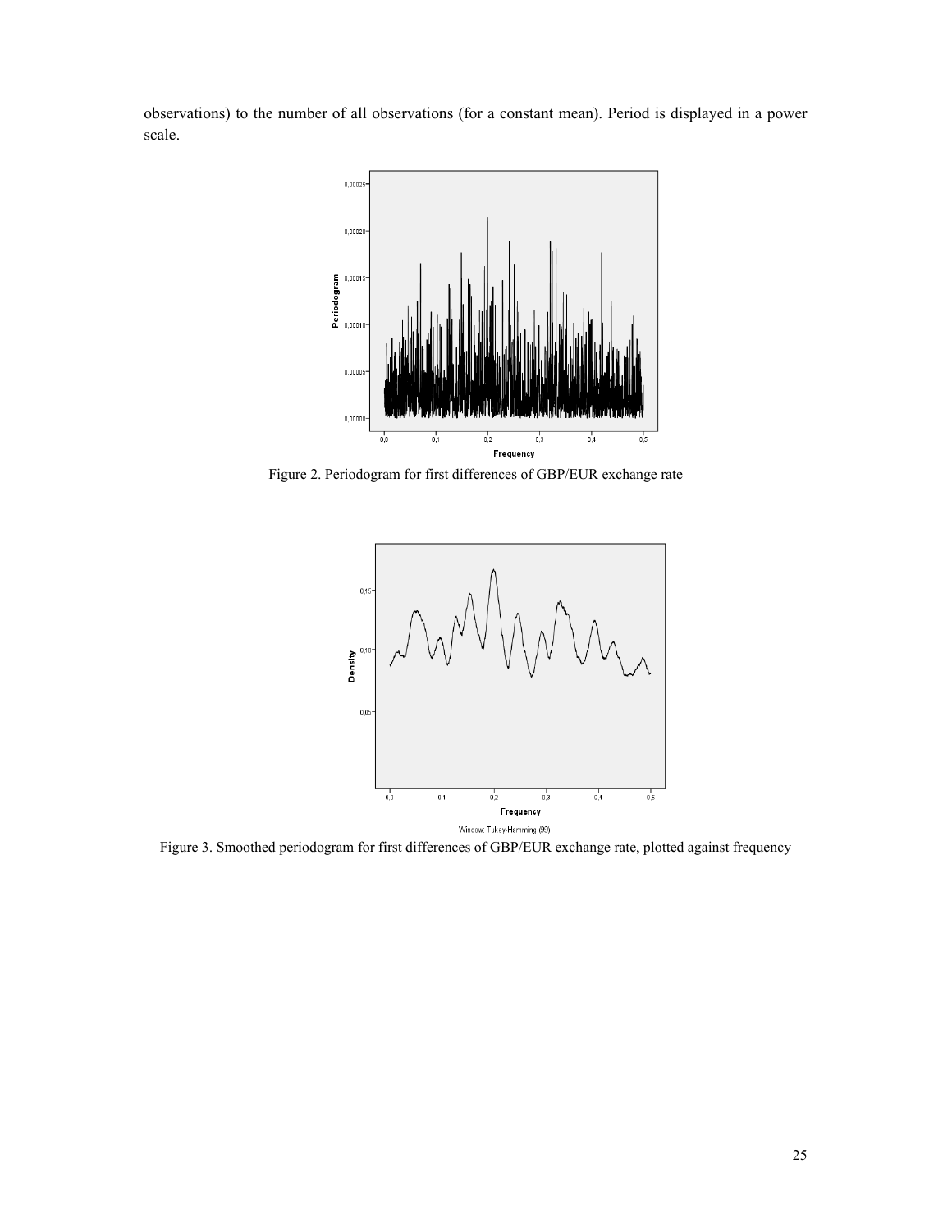observations) to the number of all observations (for a constant mean). Period is displayed in a power scale.

Figure 2. Periodogram for first differences of GBP/EUR exchange rate

Figure 3. Smoothed periodogram for first differences of GBP/EUR exchange rate, plotted against frequency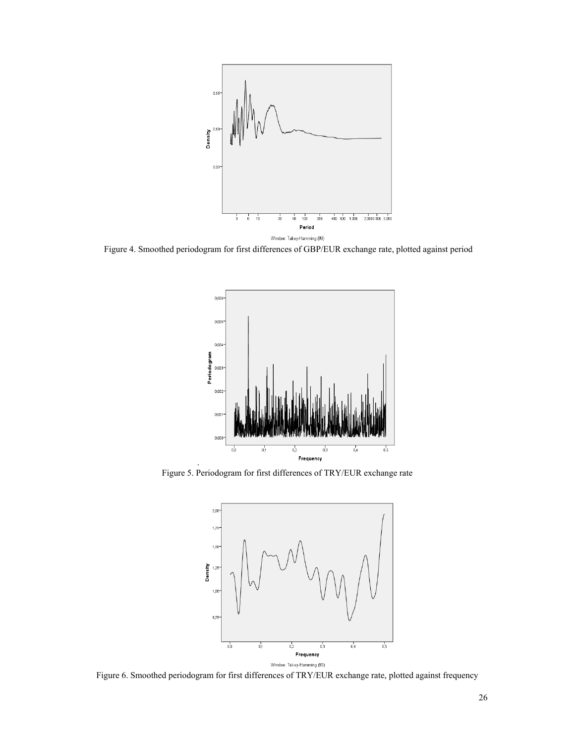Figure 4. Smoothed periodogram for first differences of GBP/EUR exchange rate, plotted against period

Figure 5. Periodogram for first differences of TRY/EUR exchange rate

Figure 6. Smoothed periodogram for first differences of TRY/EUR exchange rate, plotted against frequency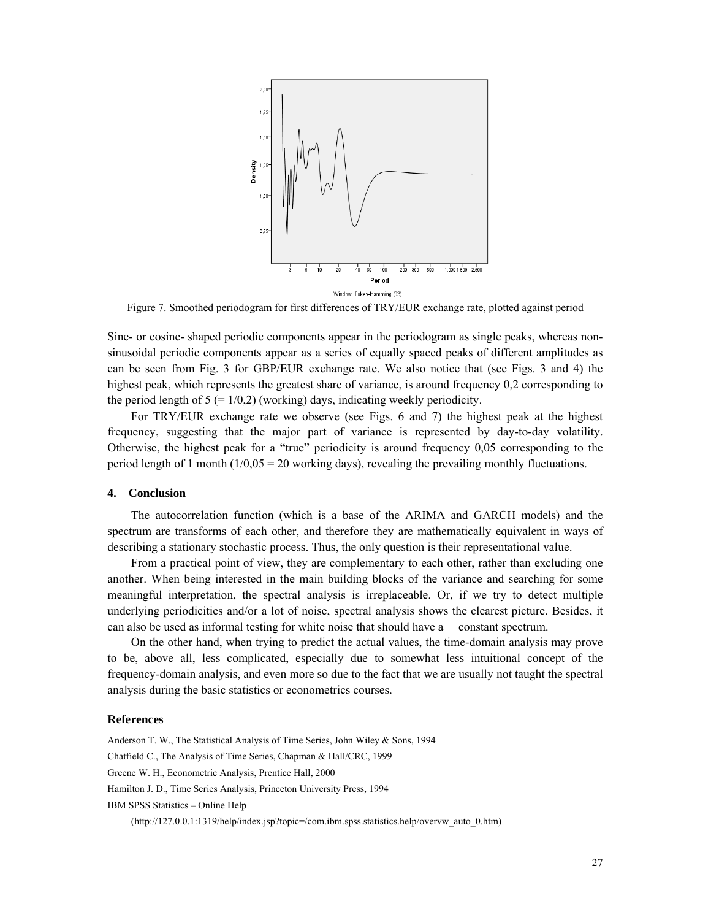Figure 7. Smoothed periodogram for first differences of TRY/EUR exchange rate, plotted against period

Sine- or cosine- shaped periodic components appear in the periodogram as single peaks, whereas non-sinusoidal periodic components appear as a series of equally spaced peaks of different amplitudes as can be seen from Fig. 3 for GBP/EUR exchange rate. We also notice that (see Figs. 3 and 4) the highest peak, which represents the greatest share of variance, is around frequency 0,2 corresponding to the period length of 5 (= 1/0,2) (working) days, indicating weekly periodicity.

For TRY/EUR exchange rate we observe (see Figs. 6 and 7) the highest peak at the highest frequency, suggesting that the major part of variance is represented by day-to-day volatility. Otherwise, the highest peak for a "true" periodicity is around frequency 0,05 corresponding to the period length of 1 month (1/0,05 = 20 working days), revealing the prevailing monthly fluctuations.

## 4. Conclusion

The autocorrelation function (which is a base of the ARIMA and GARCH models) and the spectrum are transforms of each other, and therefore they are mathematically equivalent in ways of describing a stationary stochastic process. Thus, the only question is their representational value.

From a practical point of view, they are complementary to each other, rather than excluding one another. When being interested in the main building blocks of the variance and searching for some meaningful interpretation, the spectral analysis is irreplaceable. Or, if we try to detect multiple underlying periodicities and/or a lot of noise, spectral analysis shows the clearest picture. Besides, it can also be used as informal testing for white noise that should have a constant spectrum.

On the other hand, when trying to predict the actual values, the time-domain analysis may prove to be, above all, less complicated, especially due to somewhat less intuitional concept of the frequency-domain analysis, and even more so due to the fact that we are usually not taught the spectral analysis during the basic statistics or econometrics courses.

## References

Anderson T. W., The Statistical Analysis of Time Series, John Wiley & Sons, 1994

Chatfield C., The Analysis of Time Series, Chapman & Hall/CRC, 1999

Greene W. H., Econometric Analysis, Prentice Hall, 2000

Hamilton J. D., Time Series Analysis, Princeton University Press, 1994

IBM SPSS Statistics – Online Help
(http://127.0.0.1:1319/help/index.jsp?topic=/com.ibm.spss.statistics.help/overvw_auto_0.htm)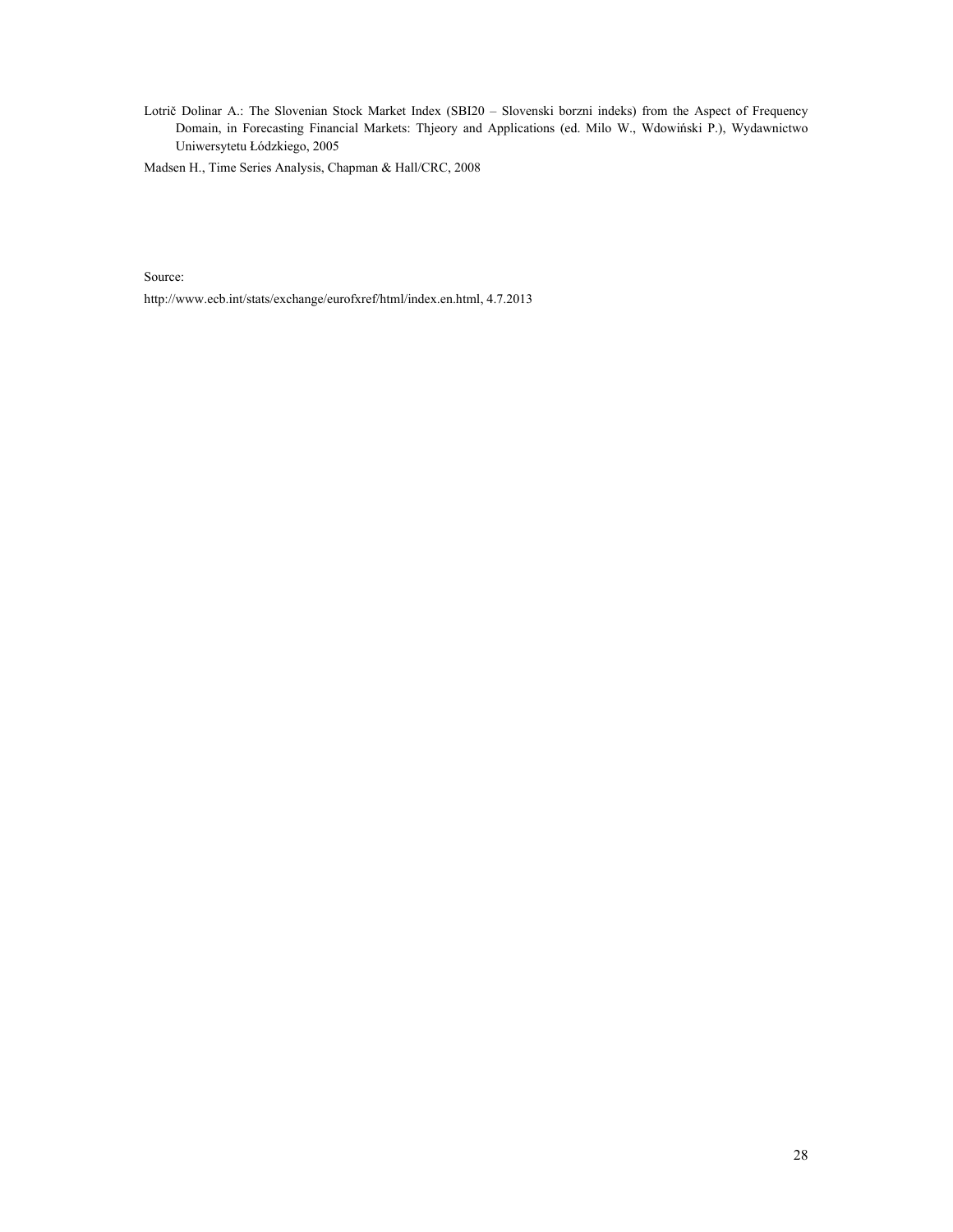Lotrič Dolinar A.: The Slovenian Stock Market Index (SBI20 – Slovenski borzni indeks) from the Aspect of Frequency Domain, in Forecasting Financial Markets: Thjeory and Applications (ed. Milo W., Wdowiński P.), Wydawnictwo Uniwersytetu Łódzkiego, 2005

Madsen H., Time Series Analysis, Chapman & Hall/CRC, 2008

Source:

http://www.ecb.int/stats/exchange/eurofxref/html/index.en.html, 4.7.2013